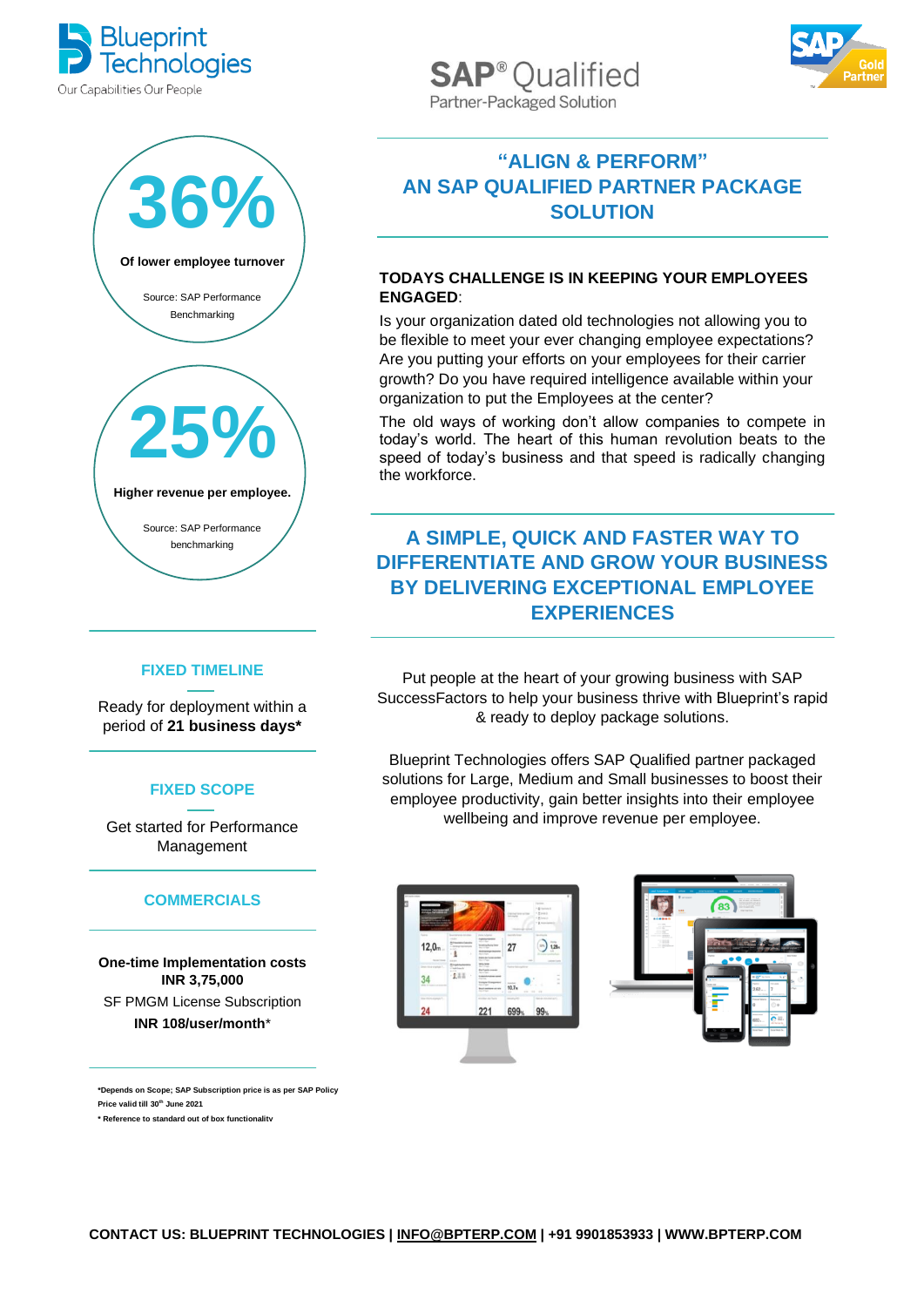Blueprint Technologies

Our Capabilities Our People

**SAP® Qualified**
Partner-Packaged Solution

SAP Gold Partner

## "ALIGN & PERFORM" AN SAP QUALIFIED PARTNER PACKAGE SOLUTION

**36%**

**Of lower employee turnover**

Source: SAP Performance Benchmarking

**25%**

**Higher revenue per employee.**

Source: SAP Performance benchmarking

**TODAYS CHALLENGE IS IN KEEPING YOUR EMPLOYEES ENGAGED**:

Is your organization dated old technologies not allowing you to be flexible to meet your ever changing employee expectations? Are you putting your efforts on your employees for their carrier growth? Do you have required intelligence available within your organization to put the Employees at the center?

The old ways of working don't allow companies to compete in today's world. The heart of this human revolution beats to the speed of today's business and that speed is radically changing the workforce.

## A SIMPLE, QUICK AND FASTER WAY TO DIFFERENTIATE AND GROW YOUR BUSINESS BY DELIVERING EXCEPTIONAL EMPLOYEE EXPERIENCES

Put people at the heart of your growing business with SAP SuccessFactors to help your business thrive with Blueprint's rapid & ready to deploy package solutions.

Blueprint Technologies offers SAP Qualified partner packaged solutions for Large, Medium and Small businesses to boost their employee productivity, gain better insights into their employee wellbeing and improve revenue per employee.

### FIXED TIMELINE

Ready for deployment within a period of **21 business days***

### FIXED SCOPE

Get started for Performance Management

### COMMERCIALS

**One-time Implementation costs**
**INR 3,75,000**

SF PMGM License Subscription
**INR 108/user/month***

***Depends on Scope; SAP Subscription price is as per SAP Policy**
**Price valid till 30th June 2021**
*** Reference to standard out of box functionality**

**CONTACT US: BLUEPRINT TECHNOLOGIES | INFO@BPTERP.COM | +91 9901853933 | WWW.BPTERP.COM**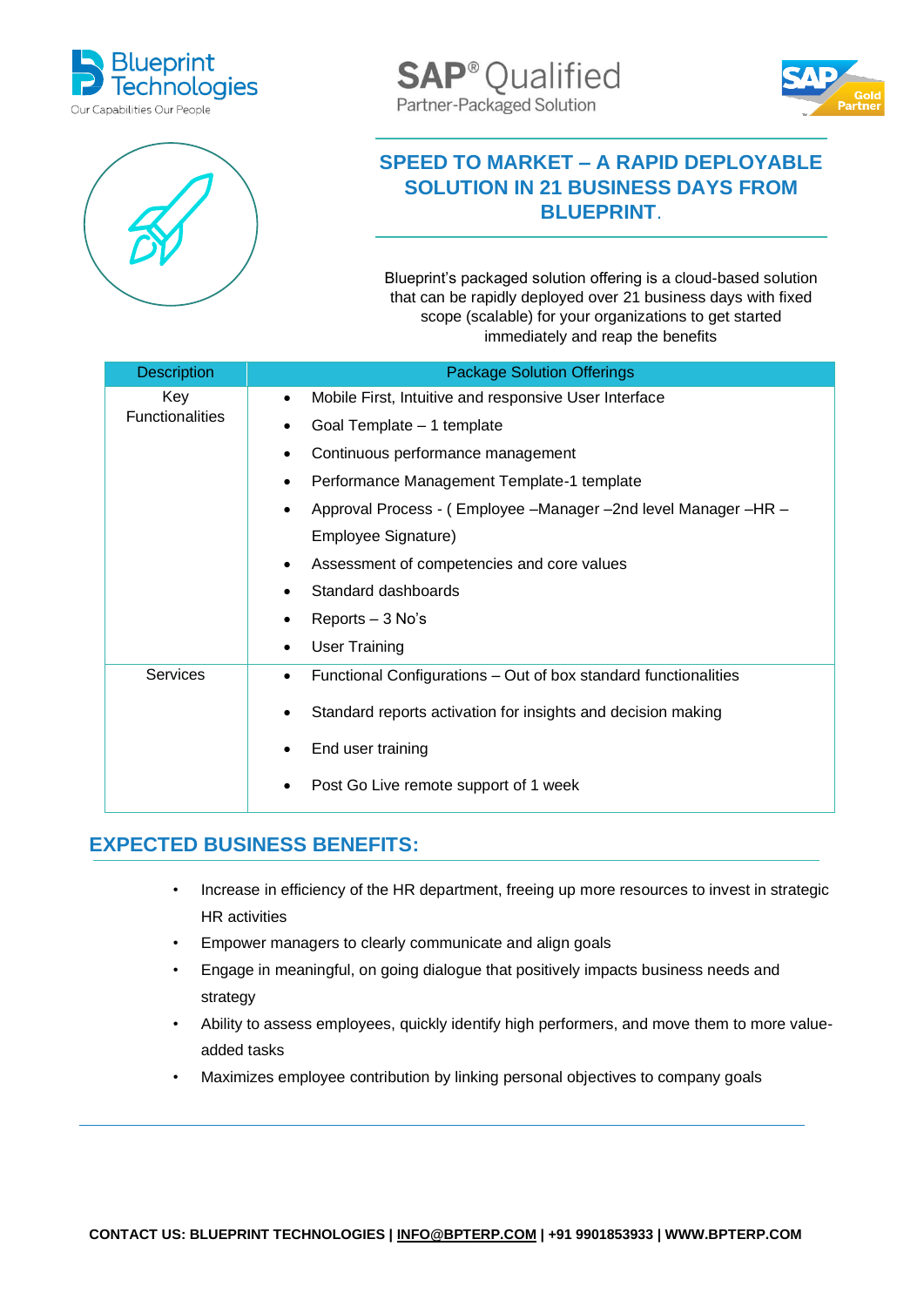Blueprint Technologies
Our Capabilities Our People

SAP® Qualified
Partner-Packaged Solution

## SPEED TO MARKET – A RAPID DEPLOYABLE SOLUTION IN 21 BUSINESS DAYS FROM BLUEPRINT.

Blueprint's packaged solution offering is a cloud-based solution that can be rapidly deployed over 21 business days with fixed scope (scalable) for your organizations to get started immediately and reap the benefits

| Description | Package Solution Offerings |
|---|---|
| Key Functionalities | • Mobile First, Intuitive and responsive User Interface<br>• Goal Template – 1 template<br>• Continuous performance management<br>• Performance Management Template-1 template<br>• Approval Process - ( Employee –Manager –2nd level Manager –HR – Employee Signature)<br>• Assessment of competencies and core values<br>• Standard dashboards<br>• Reports – 3 No's<br>• User Training |
| Services | • Functional Configurations – Out of box standard functionalities<br>• Standard reports activation for insights and decision making<br>• End user training<br>• Post Go Live remote support of 1 week |

## EXPECTED BUSINESS BENEFITS:

- Increase in efficiency of the HR department, freeing up more resources to invest in strategic HR activities
- Empower managers to clearly communicate and align goals
- Engage in meaningful, on going dialogue that positively impacts business needs and strategy
- Ability to assess employees, quickly identify high performers, and move them to more value-added tasks
- Maximizes employee contribution by linking personal objectives to company goals

**CONTACT US: BLUEPRINT TECHNOLOGIES | INFO@BPTERP.COM | +91 9901853933 | WWW.BPTERP.COM**